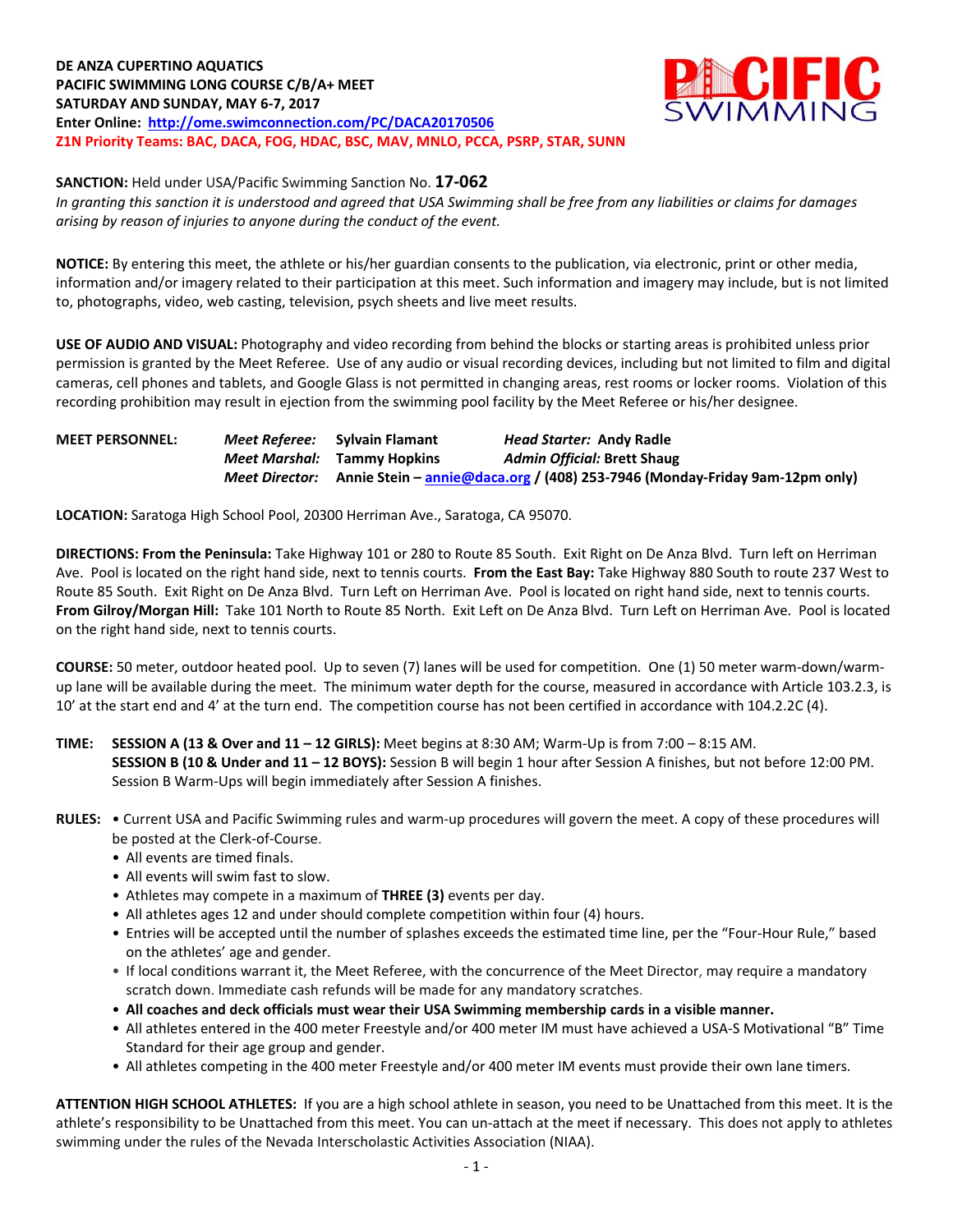**DE ANZA CUPERTINO AQUATICS**
**PACIFIC SWIMMING LONG COURSE C/B/A+ MEET**
**SATURDAY AND SUNDAY, MAY 6-7, 2017**
**Enter Online: [http://ome.swimconnection.com/PC/DACA20170506](http://ome.swimconnection.com/PC/DACA20170506)**
**Z1N Priority Teams: BAC, DACA, FOG, HDAC, BSC, MAV, MNLO, PCCA, PSRP, STAR, SUNN**

**SANCTION:** Held under USA/Pacific Swimming Sanction No. **17-062**
*In granting this sanction it is understood and agreed that USA Swimming shall be free from any liabilities or claims for damages arising by reason of injuries to anyone during the conduct of the event.*

**NOTICE:** By entering this meet, the athlete or his/her guardian consents to the publication, via electronic, print or other media, information and/or imagery related to their participation at this meet. Such information and imagery may include, but is not limited to, photographs, video, web casting, television, psych sheets and live meet results.

**USE OF AUDIO AND VISUAL:** Photography and video recording from behind the blocks or starting areas is prohibited unless prior permission is granted by the Meet Referee. Use of any audio or visual recording devices, including but not limited to film and digital cameras, cell phones and tablets, and Google Glass is not permitted in changing areas, rest rooms or locker rooms. Violation of this recording prohibition may result in ejection from the swimming pool facility by the Meet Referee or his/her designee.

**MEET PERSONNEL:**
*Meet Referee:* **Sylvain Flamant** — *Head Starter:* **Andy Radle**
*Meet Marshal:* **Tammy Hopkins** — *Admin Official:* **Brett Shaug**
*Meet Director:* **Annie Stein – [annie@daca.org](mailto:annie@daca.org) / (408) 253-7946 (Monday-Friday 9am-12pm only)**

**LOCATION:** Saratoga High School Pool, 20300 Herriman Ave., Saratoga, CA 95070.

**DIRECTIONS: From the Peninsula:** Take Highway 101 or 280 to Route 85 South. Exit Right on De Anza Blvd. Turn left on Herriman Ave. Pool is located on the right hand side, next to tennis courts. **From the East Bay:** Take Highway 880 South to route 237 West to Route 85 South. Exit Right on De Anza Blvd. Turn Left on Herriman Ave. Pool is located on right hand side, next to tennis courts. **From Gilroy/Morgan Hill:** Take 101 North to Route 85 North. Exit Left on De Anza Blvd. Turn Left on Herriman Ave. Pool is located on the right hand side, next to tennis courts.

**COURSE:** 50 meter, outdoor heated pool. Up to seven (7) lanes will be used for competition. One (1) 50 meter warm-down/warm-up lane will be available during the meet. The minimum water depth for the course, measured in accordance with Article 103.2.3, is 10' at the start end and 4' at the turn end. The competition course has not been certified in accordance with 104.2.2C (4).

**TIME:** **SESSION A (13 & Over and 11 – 12 GIRLS):** Meet begins at 8:30 AM; Warm-Up is from 7:00 – 8:15 AM.
**SESSION B (10 & Under and 11 – 12 BOYS):** Session B will begin 1 hour after Session A finishes, but not before 12:00 PM. Session B Warm-Ups will begin immediately after Session A finishes.

**RULES:**
- Current USA and Pacific Swimming rules and warm-up procedures will govern the meet. A copy of these procedures will be posted at the Clerk-of-Course.
- All events are timed finals.
- All events will swim fast to slow.
- Athletes may compete in a maximum of **THREE (3)** events per day.
- All athletes ages 12 and under should complete competition within four (4) hours.
- Entries will be accepted until the number of splashes exceeds the estimated time line, per the "Four-Hour Rule," based on the athletes' age and gender.
- If local conditions warrant it, the Meet Referee, with the concurrence of the Meet Director, may require a mandatory scratch down. Immediate cash refunds will be made for any mandatory scratches.
- **All coaches and deck officials must wear their USA Swimming membership cards in a visible manner.**
- All athletes entered in the 400 meter Freestyle and/or 400 meter IM must have achieved a USA-S Motivational "B" Time Standard for their age group and gender.
- All athletes competing in the 400 meter Freestyle and/or 400 meter IM events must provide their own lane timers.

**ATTENTION HIGH SCHOOL ATHLETES:** If you are a high school athlete in season, you need to be Unattached from this meet. It is the athlete's responsibility to be Unattached from this meet. You can un-attach at the meet if necessary. This does not apply to athletes swimming under the rules of the Nevada Interscholastic Activities Association (NIAA).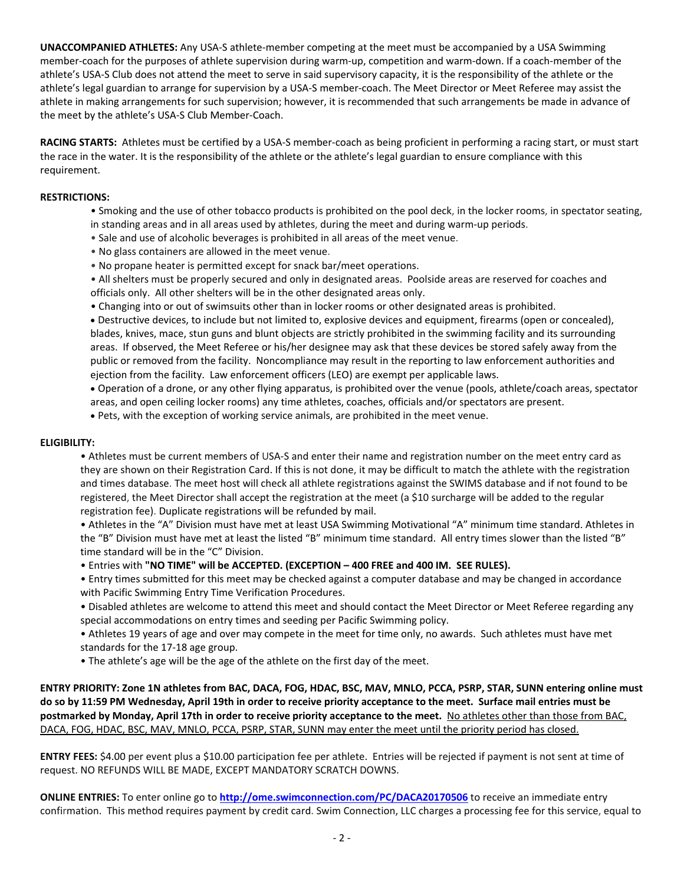**UNACCOMPANIED ATHLETES:** Any USA-S athlete-member competing at the meet must be accompanied by a USA Swimming member-coach for the purposes of athlete supervision during warm-up, competition and warm-down. If a coach-member of the athlete's USA-S Club does not attend the meet to serve in said supervisory capacity, it is the responsibility of the athlete or the athlete's legal guardian to arrange for supervision by a USA-S member-coach. The Meet Director or Meet Referee may assist the athlete in making arrangements for such supervision; however, it is recommended that such arrangements be made in advance of the meet by the athlete's USA-S Club Member-Coach.

**RACING STARTS:** Athletes must be certified by a USA-S member-coach as being proficient in performing a racing start, or must start the race in the water. It is the responsibility of the athlete or the athlete's legal guardian to ensure compliance with this requirement.

**RESTRICTIONS:**

- Smoking and the use of other tobacco products is prohibited on the pool deck, in the locker rooms, in spectator seating, in standing areas and in all areas used by athletes, during the meet and during warm-up periods.
- Sale and use of alcoholic beverages is prohibited in all areas of the meet venue.
- No glass containers are allowed in the meet venue.
- No propane heater is permitted except for snack bar/meet operations.
- All shelters must be properly secured and only in designated areas. Poolside areas are reserved for coaches and officials only. All other shelters will be in the other designated areas only.
- Changing into or out of swimsuits other than in locker rooms or other designated areas is prohibited.
- Destructive devices, to include but not limited to, explosive devices and equipment, firearms (open or concealed), blades, knives, mace, stun guns and blunt objects are strictly prohibited in the swimming facility and its surrounding areas. If observed, the Meet Referee or his/her designee may ask that these devices be stored safely away from the public or removed from the facility. Noncompliance may result in the reporting to law enforcement authorities and ejection from the facility. Law enforcement officers (LEO) are exempt per applicable laws.
- Operation of a drone, or any other flying apparatus, is prohibited over the venue (pools, athlete/coach areas, spectator areas, and open ceiling locker rooms) any time athletes, coaches, officials and/or spectators are present.
- Pets, with the exception of working service animals, are prohibited in the meet venue.

**ELIGIBILITY:**

- Athletes must be current members of USA-S and enter their name and registration number on the meet entry card as they are shown on their Registration Card. If this is not done, it may be difficult to match the athlete with the registration and times database. The meet host will check all athlete registrations against the SWIMS database and if not found to be registered, the Meet Director shall accept the registration at the meet (a $10 surcharge will be added to the regular registration fee). Duplicate registrations will be refunded by mail.
- Athletes in the "A" Division must have met at least USA Swimming Motivational "A" minimum time standard. Athletes in the "B" Division must have met at least the listed "B" minimum time standard. All entry times slower than the listed "B" time standard will be in the "C" Division.
- Entries with **"NO TIME" will be ACCEPTED. (EXCEPTION – 400 FREE and 400 IM. SEE RULES).**
- Entry times submitted for this meet may be checked against a computer database and may be changed in accordance with Pacific Swimming Entry Time Verification Procedures.
- Disabled athletes are welcome to attend this meet and should contact the Meet Director or Meet Referee regarding any special accommodations on entry times and seeding per Pacific Swimming policy.
- Athletes 19 years of age and over may compete in the meet for time only, no awards. Such athletes must have met standards for the 17-18 age group.
- The athlete's age will be the age of the athlete on the first day of the meet.

**ENTRY PRIORITY: Zone 1N athletes from BAC, DACA, FOG, HDAC, BSC, MAV, MNLO, PCCA, PSRP, STAR, SUNN entering online must do so by 11:59 PM Wednesday, April 19th in order to receive priority acceptance to the meet. Surface mail entries must be postmarked by Monday, April 17th in order to receive priority acceptance to the meet.** <u>No athletes other than those from BAC, DACA, FOG, HDAC, BSC, MAV, MNLO, PCCA, PSRP, STAR, SUNN may enter the meet until the priority period has closed.</u>

**ENTRY FEES:** $4.00 per event plus a $10.00 participation fee per athlete. Entries will be rejected if payment is not sent at time of request. NO REFUNDS WILL BE MADE, EXCEPT MANDATORY SCRATCH DOWNS.

**ONLINE ENTRIES:** To enter online go to **http://ome.swimconnection.com/PC/DACA20170506** to receive an immediate entry confirmation. This method requires payment by credit card. Swim Connection, LLC charges a processing fee for this service, equal to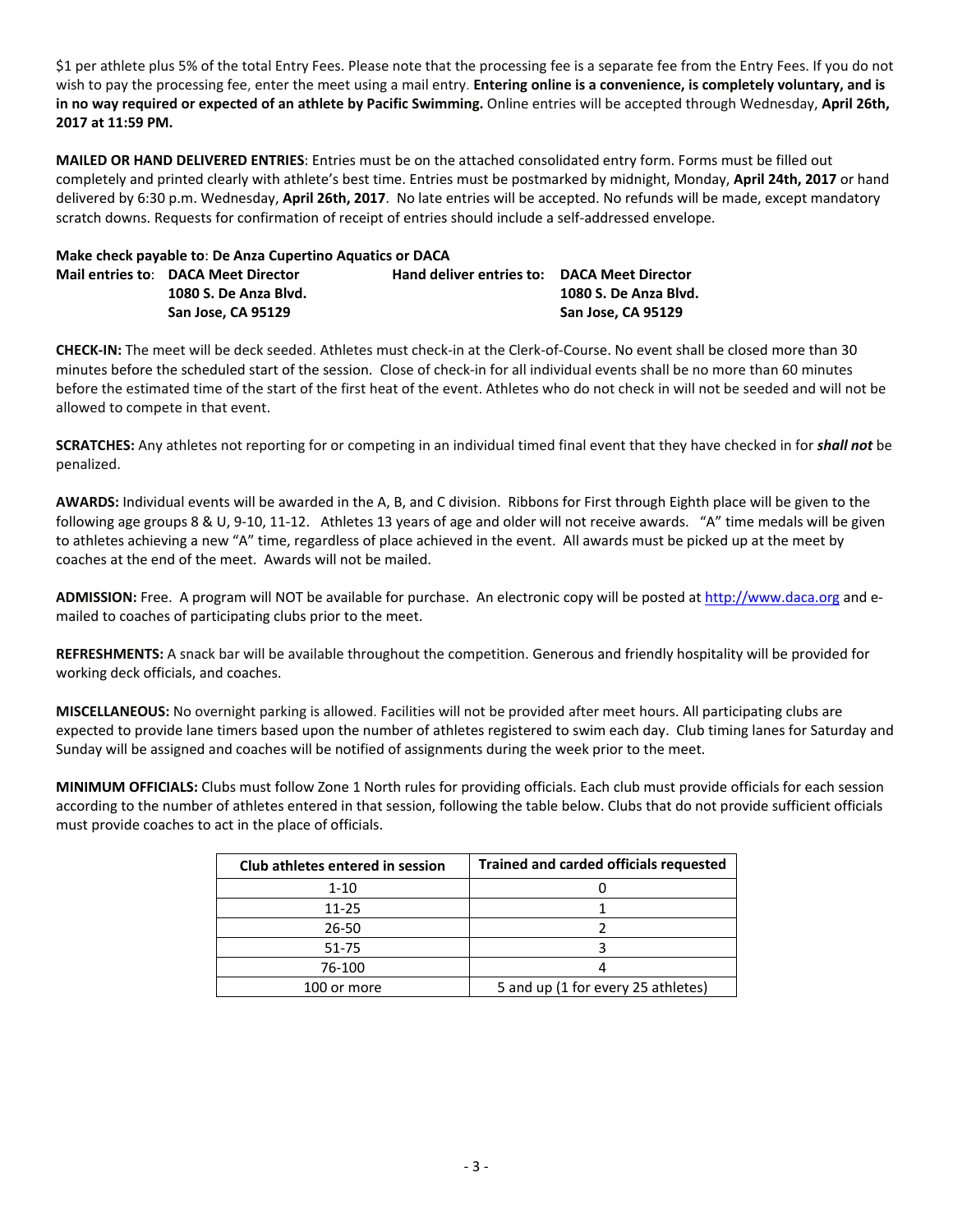$1 per athlete plus 5% of the total Entry Fees. Please note that the processing fee is a separate fee from the Entry Fees. If you do not wish to pay the processing fee, enter the meet using a mail entry. **Entering online is a convenience, is completely voluntary, and is in no way required or expected of an athlete by Pacific Swimming.** Online entries will be accepted through Wednesday, **April 26th, 2017 at 11:59 PM.**

**MAILED OR HAND DELIVERED ENTRIES**: Entries must be on the attached consolidated entry form. Forms must be filled out completely and printed clearly with athlete's best time. Entries must be postmarked by midnight, Monday, **April 24th, 2017** or hand delivered by 6:30 p.m. Wednesday, **April 26th, 2017**. No late entries will be accepted. No refunds will be made, except mandatory scratch downs. Requests for confirmation of receipt of entries should include a self-addressed envelope.

**Make check payable to**: **De Anza Cupertino Aquatics or DACA**

**Mail entries to**: **DACA Meet Director**
**1080 S. De Anza Blvd.**
**San Jose, CA 95129**

**Hand deliver entries to: DACA Meet Director**
**1080 S. De Anza Blvd.**
**San Jose, CA 95129**

**CHECK-IN:** The meet will be deck seeded. Athletes must check-in at the Clerk-of-Course. No event shall be closed more than 30 minutes before the scheduled start of the session. Close of check-in for all individual events shall be no more than 60 minutes before the estimated time of the start of the first heat of the event. Athletes who do not check in will not be seeded and will not be allowed to compete in that event.

**SCRATCHES:** Any athletes not reporting for or competing in an individual timed final event that they have checked in for ***shall not*** be penalized.

**AWARDS:** Individual events will be awarded in the A, B, and C division. Ribbons for First through Eighth place will be given to the following age groups 8 & U, 9-10, 11-12. Athletes 13 years of age and older will not receive awards. "A" time medals will be given to athletes achieving a new "A" time, regardless of place achieved in the event. All awards must be picked up at the meet by coaches at the end of the meet. Awards will not be mailed.

**ADMISSION:** Free. A program will NOT be available for purchase. An electronic copy will be posted at http://www.daca.org and e-mailed to coaches of participating clubs prior to the meet.

**REFRESHMENTS:** A snack bar will be available throughout the competition. Generous and friendly hospitality will be provided for working deck officials, and coaches.

**MISCELLANEOUS:** No overnight parking is allowed. Facilities will not be provided after meet hours. All participating clubs are expected to provide lane timers based upon the number of athletes registered to swim each day. Club timing lanes for Saturday and Sunday will be assigned and coaches will be notified of assignments during the week prior to the meet.

**MINIMUM OFFICIALS:** Clubs must follow Zone 1 North rules for providing officials. Each club must provide officials for each session according to the number of athletes entered in that session, following the table below. Clubs that do not provide sufficient officials must provide coaches to act in the place of officials.

| Club athletes entered in session | Trained and carded officials requested |
|---|---|
| 1-10 | 0 |
| 11-25 | 1 |
| 26-50 | 2 |
| 51-75 | 3 |
| 76-100 | 4 |
| 100 or more | 5 and up (1 for every 25 athletes) |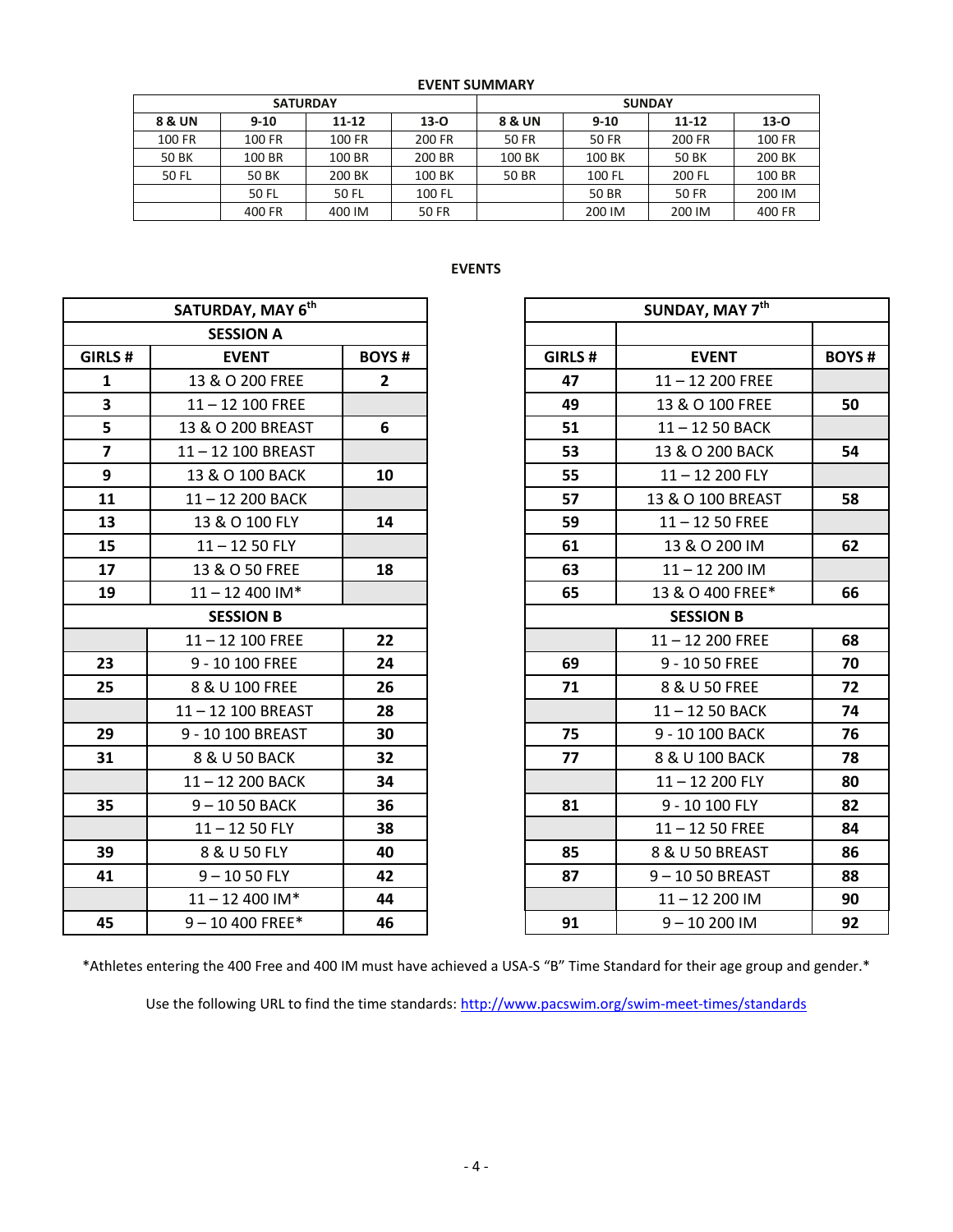**EVENT SUMMARY**

| SATURDAY | | | | SUNDAY | | | |
|---|---|---|---|---|---|---|---|
| **8 & UN** | **9-10** | **11-12** | **13-O** | **8 & UN** | **9-10** | **11-12** | **13-O** |
| 100 FR | 100 FR | 100 FR | 200 FR | 50 FR | 50 FR | 200 FR | 100 FR |
| 50 BK | 100 BR | 100 BR | 200 BR | 100 BK | 100 BK | 50 BK | 200 BK |
| 50 FL | 50 BK | 200 BK | 100 BK | 50 BR | 100 FL | 200 FL | 100 BR |
| | 50 FL | 50 FL | 100 FL | | 50 BR | 50 FR | 200 IM |
| | 400 FR | 400 IM | 50 FR | | 200 IM | 200 IM | 400 FR |

**EVENTS**

| SATURDAY, MAY 6th | | |
|---|---|---|
| **SESSION A** | | |
| **GIRLS #** | **EVENT** | **BOYS #** |
| **1** | 13 & O 200 FREE | **2** |
| **3** | 11 – 12 100 FREE | |
| **5** | 13 & O 200 BREAST | **6** |
| **7** | 11 – 12 100 BREAST | |
| **9** | 13 & O 100 BACK | **10** |
| **11** | 11 – 12 200 BACK | |
| **13** | 13 & O 100 FLY | **14** |
| **15** | 11 – 12 50 FLY | |
| **17** | 13 & O 50 FREE | **18** |
| **19** | 11 – 12 400 IM* | |
| **SESSION B** | | |
| | 11 – 12 100 FREE | **22** |
| **23** | 9 - 10 100 FREE | **24** |
| **25** | 8 & U 100 FREE | **26** |
| | 11 – 12 100 BREAST | **28** |
| **29** | 9 - 10 100 BREAST | **30** |
| **31** | 8 & U 50 BACK | **32** |
| | 11 – 12 200 BACK | **34** |
| **35** | 9 – 10 50 BACK | **36** |
| | 11 – 12 50 FLY | **38** |
| **39** | 8 & U 50 FLY | **40** |
| **41** | 9 – 10 50 FLY | **42** |
| | 11 – 12 400 IM* | **44** |
| **45** | 9 – 10 400 FREE* | **46** |

| SUNDAY, MAY 7th | | |
|---|---|---|
| | | |
| **GIRLS #** | **EVENT** | **BOYS #** |
| **47** | 11 – 12 200 FREE | |
| **49** | 13 & O 100 FREE | **50** |
| **51** | 11 – 12 50 BACK | |
| **53** | 13 & O 200 BACK | **54** |
| **55** | 11 – 12 200 FLY | |
| **57** | 13 & O 100 BREAST | **58** |
| **59** | 11 – 12 50 FREE | |
| **61** | 13 & O 200 IM | **62** |
| **63** | 11 – 12 200 IM | |
| **65** | 13 & O 400 FREE* | **66** |
| **SESSION B** | | |
| | 11 – 12 200 FREE | **68** |
| **69** | 9 - 10 50 FREE | **70** |
| **71** | 8 & U 50 FREE | **72** |
| | 11 – 12 50 BACK | **74** |
| **75** | 9 - 10 100 BACK | **76** |
| **77** | 8 & U 100 BACK | **78** |
| | 11 – 12 200 FLY | **80** |
| **81** | 9 - 10 100 FLY | **82** |
| | 11 – 12 50 FREE | **84** |
| **85** | 8 & U 50 BREAST | **86** |
| **87** | 9 – 10 50 BREAST | **88** |
| | 11 – 12 200 IM | **90** |
| **91** | 9 – 10 200 IM | **92** |

*Athletes entering the 400 Free and 400 IM must have achieved a USA-S "B" Time Standard for their age group and gender.*

Use the following URL to find the time standards: http://www.pacswim.org/swim-meet-times/standards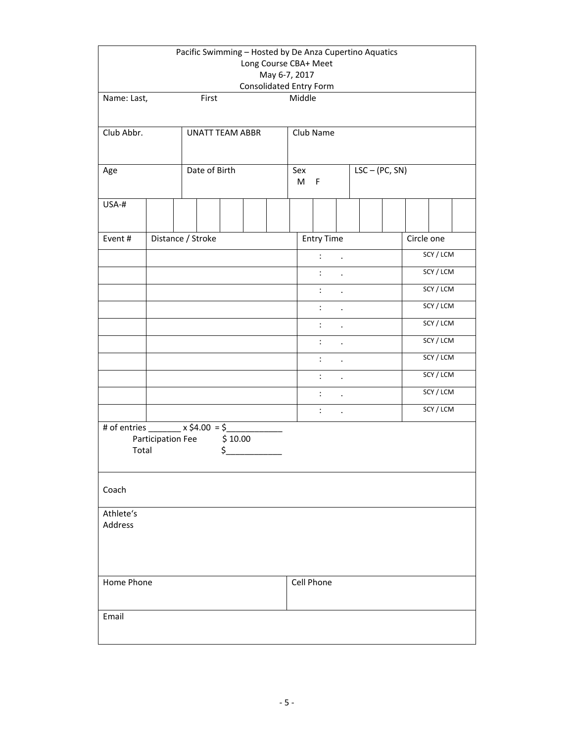Pacific Swimming – Hosted by De Anza Cupertino Aquatics
Long Course CBA+ Meet
May 6-7, 2017
Consolidated Entry Form

| | | | |
|---|---|---|---|
| Name: Last, First Middle | | | |
| Club Abbr. | UNATT TEAM ABBR | Club Name | |
| Age | Date of Birth | Sex M F | LSC – (PC, SN) |

USA-#

| Event # | Distance / Stroke | Entry Time | Circle one |
|---|---|---|---|
| | | : . | SCY / LCM |
| | | : . | SCY / LCM |
| | | : . | SCY / LCM |
| | | : . | SCY / LCM |
| | | : . | SCY / LCM |
| | | : . | SCY / LCM |
| | | : . | SCY / LCM |
| | | : . | SCY / LCM |
| | | : . | SCY / LCM |
| | | : . | SCY / LCM |

# of entries _______ x $4.00 = $____________
Participation Fee $ 10.00
Total $____________

Coach

Athlete's Address

| | |
|---|---|
| Home Phone | Cell Phone |

Email